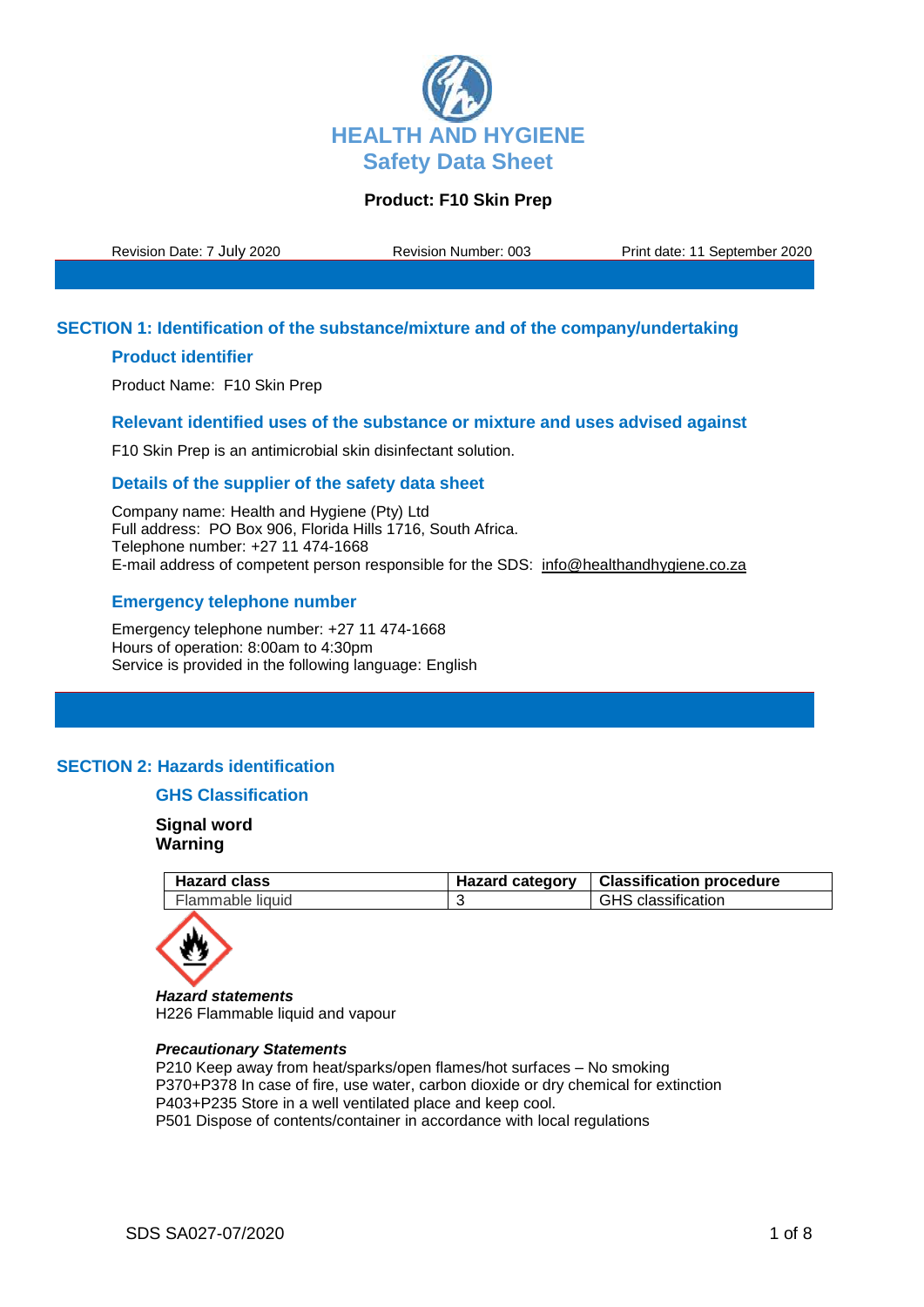# HEALTH AND HYGIENE
## Safety Data Sheet

**Product: F10 Skin Prep**

Revision Date: 7 July 2020 | Revision Number: 003 | Print date: 11 September 2020

## SECTION 1: Identification of the substance/mixture and of the company/undertaking

### Product identifier

Product Name: F10 Skin Prep

### Relevant identified uses of the substance or mixture and uses advised against

F10 Skin Prep is an antimicrobial skin disinfectant solution.

### Details of the supplier of the safety data sheet

Company name: Health and Hygiene (Pty) Ltd
Full address: PO Box 906, Florida Hills 1716, South Africa.
Telephone number: +27 11 474-1668
E-mail address of competent person responsible for the SDS: info@healthandhygiene.co.za

### Emergency telephone number

Emergency telephone number: +27 11 474-1668
Hours of operation: 8:00am to 4:30pm
Service is provided in the following language: English

## SECTION 2: Hazards identification

### GHS Classification

**Signal word**
**Warning**

| Hazard class | Hazard category | Classification procedure |
|---|---|---|
| Flammable liquid | 3 | GHS classification |

***Hazard statements***
H226 Flammable liquid and vapour

***Precautionary Statements***
P210 Keep away from heat/sparks/open flames/hot surfaces – No smoking
P370+P378 In case of fire, use water, carbon dioxide or dry chemical for extinction
P403+P235 Store in a well ventilated place and keep cool.
P501 Dispose of contents/container in accordance with local regulations

SDS SA027-07/2020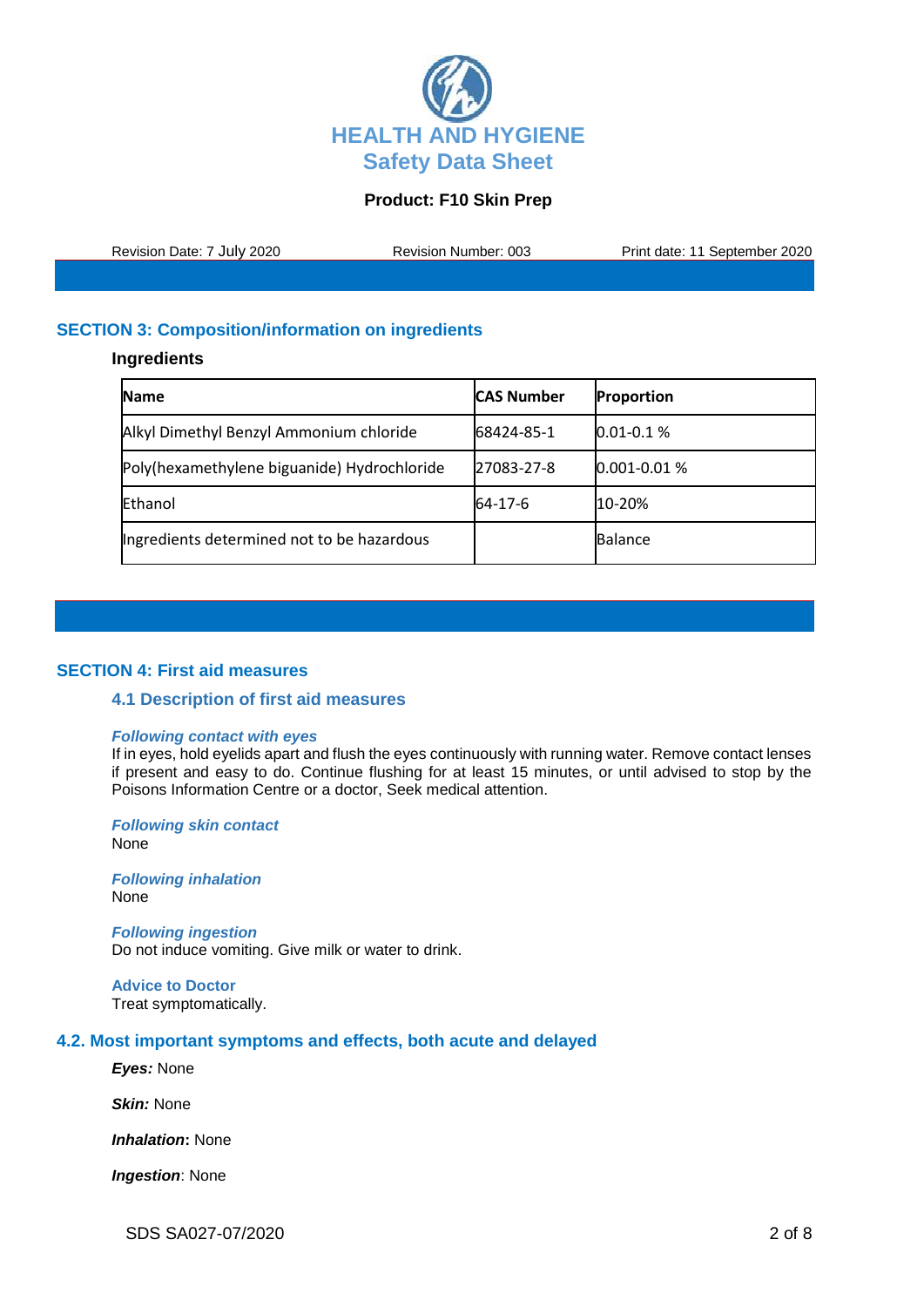## SECTION 3: Composition/information on ingredients

### Ingredients

| Name | CAS Number | Proportion |
|---|---|---|
| Alkyl Dimethyl Benzyl Ammonium chloride | 68424-85-1 | 0.01-0.1 % |
| Poly(hexamethylene biguanide) Hydrochloride | 27083-27-8 | 0.001-0.01 % |
| Ethanol | 64-17-6 | 10-20% |
| Ingredients determined not to be hazardous | | Balance |

## SECTION 4: First aid measures

### 4.1 Description of first aid measures

***Following contact with eyes***
If in eyes, hold eyelids apart and flush the eyes continuously with running water. Remove contact lenses if present and easy to do. Continue flushing for at least 15 minutes, or until advised to stop by the Poisons Information Centre or a doctor, Seek medical attention.

***Following skin contact***
None

***Following inhalation***
None

***Following ingestion***
Do not induce vomiting. Give milk or water to drink.

**Advice to Doctor**
Treat symptomatically.

### 4.2. Most important symptoms and effects, both acute and delayed

***Eyes:*** None

***Skin:*** None

***Inhalation*:** None

***Ingestion***: None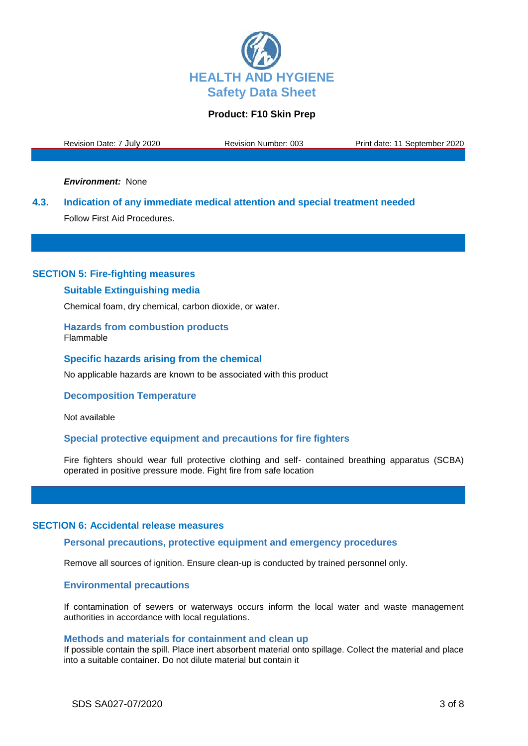***Environment:*** None

### 4.3. Indication of any immediate medical attention and special treatment needed

Follow First Aid Procedures.

## SECTION 5: Fire-fighting measures

### Suitable Extinguishing media

Chemical foam, dry chemical, carbon dioxide, or water.

### Hazards from combustion products

Flammable

### Specific hazards arising from the chemical

No applicable hazards are known to be associated with this product

### Decomposition Temperature

Not available

### Special protective equipment and precautions for fire fighters

Fire fighters should wear full protective clothing and self- contained breathing apparatus (SCBA) operated in positive pressure mode. Fight fire from safe location

## SECTION 6: Accidental release measures

### Personal precautions, protective equipment and emergency procedures

Remove all sources of ignition. Ensure clean-up is conducted by trained personnel only.

### Environmental precautions

If contamination of sewers or waterways occurs inform the local water and waste management authorities in accordance with local regulations.

### Methods and materials for containment and clean up

If possible contain the spill. Place inert absorbent material onto spillage. Collect the material and place into a suitable container. Do not dilute material but contain it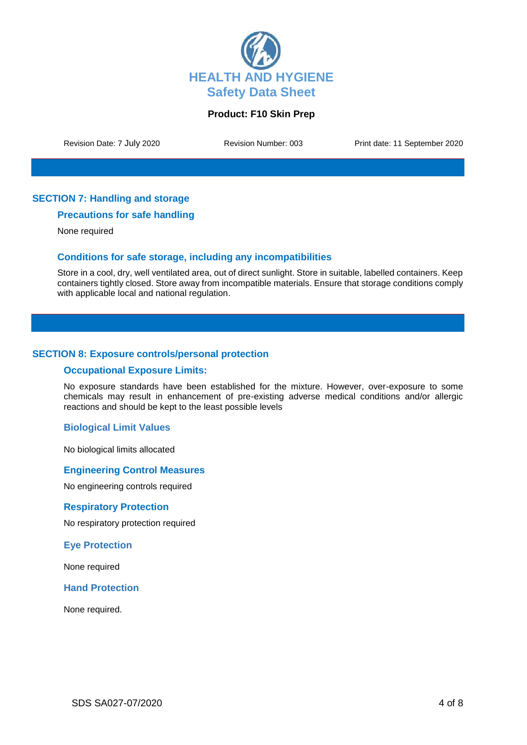## SECTION 7: Handling and storage

### Precautions for safe handling

None required

### Conditions for safe storage, including any incompatibilities

Store in a cool, dry, well ventilated area, out of direct sunlight. Store in suitable, labelled containers. Keep containers tightly closed. Store away from incompatible materials. Ensure that storage conditions comply with applicable local and national regulation.

## SECTION 8: Exposure controls/personal protection

### Occupational Exposure Limits:

No exposure standards have been established for the mixture. However, over-exposure to some chemicals may result in enhancement of pre-existing adverse medical conditions and/or allergic reactions and should be kept to the least possible levels

### Biological Limit Values

No biological limits allocated

### Engineering Control Measures

No engineering controls required

### Respiratory Protection

No respiratory protection required

### Eye Protection

None required

### Hand Protection

None required.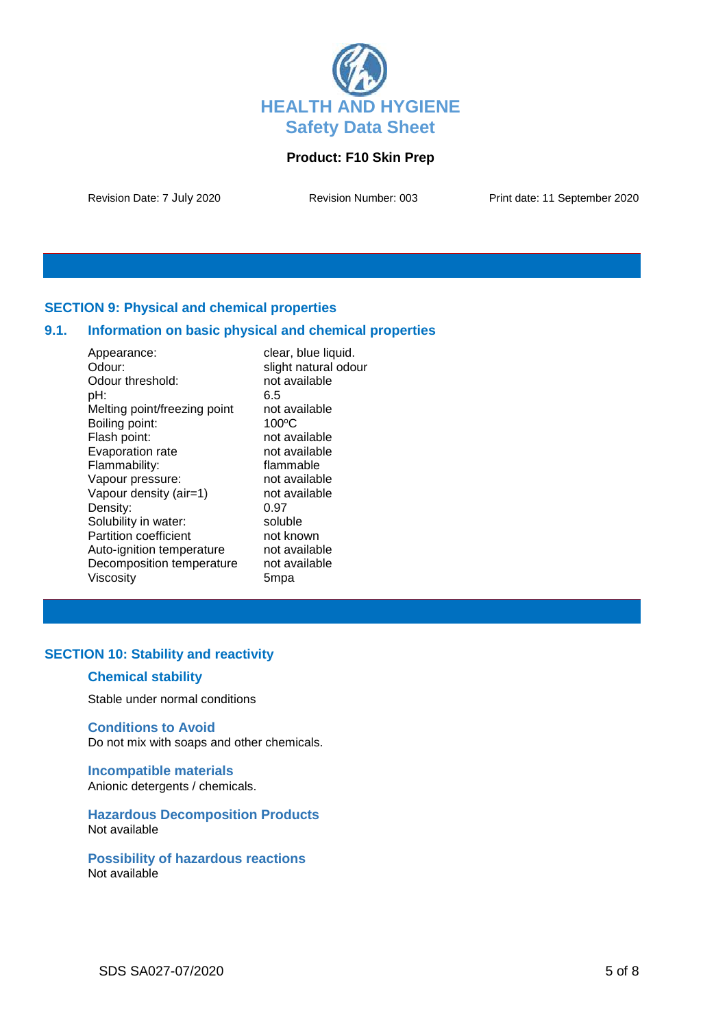HEALTH AND HYGIENE
Safety Data Sheet

**Product: F10 Skin Prep**

Revision Date: 7 July 2020 | Revision Number: 003 | Print date: 11 September 2020

## SECTION 9: Physical and chemical properties

### 9.1. Information on basic physical and chemical properties

| Property | Value |
|---|---|
| Appearance: | clear, blue liquid. |
| Odour: | slight natural odour |
| Odour threshold: | not available |
| pH: | 6.5 |
| Melting point/freezing point | not available |
| Boiling point: | 100ºC |
| Flash point: | not available |
| Evaporation rate | not available |
| Flammability: | flammable |
| Vapour pressure: | not available |
| Vapour density (air=1) | not available |
| Density: | 0.97 |
| Solubility in water: | soluble |
| Partition coefficient | not known |
| Auto-ignition temperature | not available |
| Decomposition temperature | not available |
| Viscosity | 5mpa |

## SECTION 10: Stability and reactivity

### Chemical stability

Stable under normal conditions

### Conditions to Avoid

Do not mix with soaps and other chemicals.

### Incompatible materials

Anionic detergents / chemicals.

### Hazardous Decomposition Products

Not available

### Possibility of hazardous reactions

Not available

SDS SA027-07/2020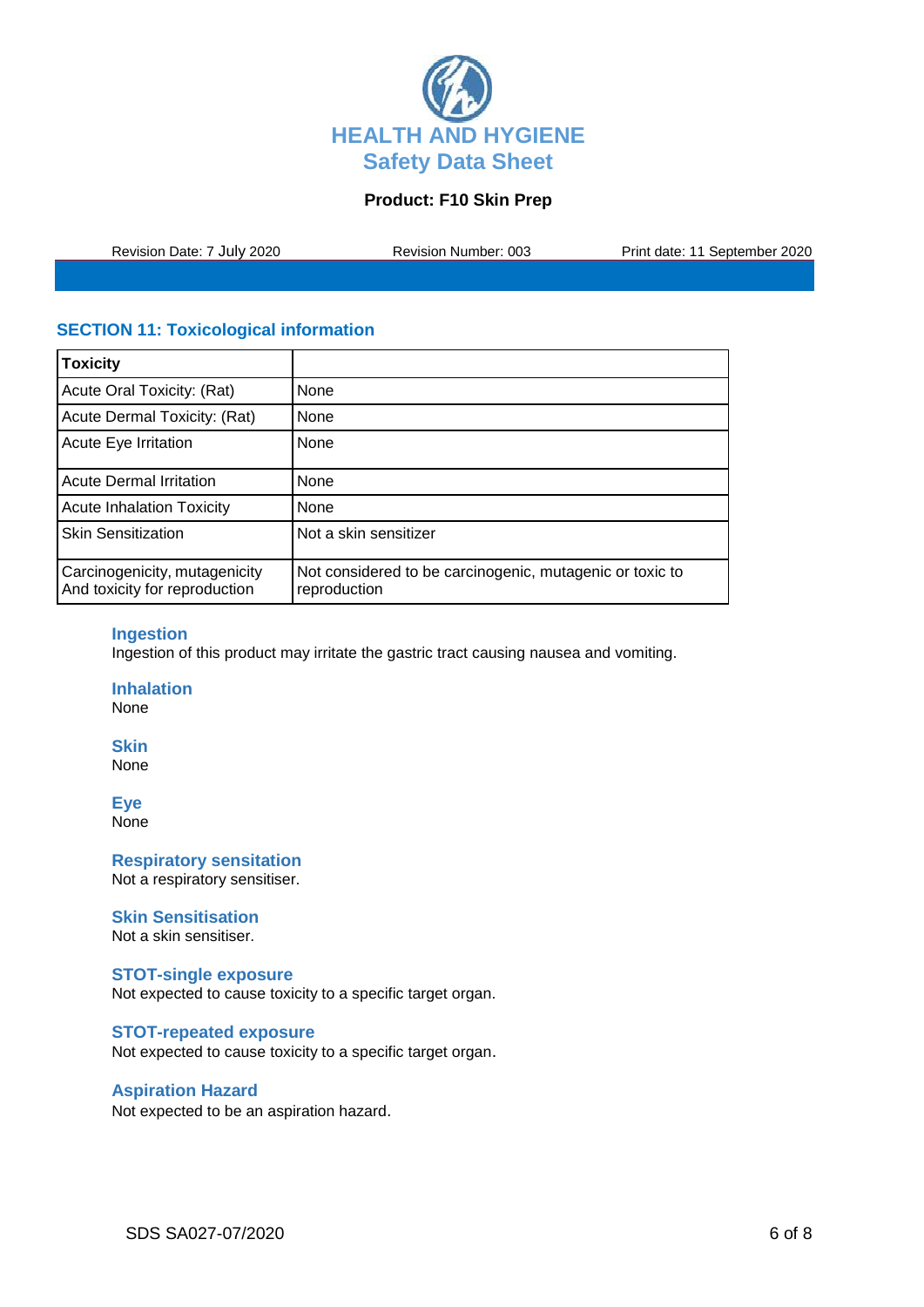## SECTION 11: Toxicological information

| Toxicity | |
|---|---|
| Acute Oral Toxicity: (Rat) | None |
| Acute Dermal Toxicity: (Rat) | None |
| Acute Eye Irritation | None |
| Acute Dermal Irritation | None |
| Acute Inhalation Toxicity | None |
| Skin Sensitization | Not a skin sensitizer |
| Carcinogenicity, mutagenicity And toxicity for reproduction | Not considered to be carcinogenic, mutagenic or toxic to reproduction |

### Ingestion
Ingestion of this product may irritate the gastric tract causing nausea and vomiting.

### Inhalation
None

### Skin
None

### Eye
None

### Respiratory sensitation
Not a respiratory sensitiser.

### Skin Sensitisation
Not a skin sensitiser.

### STOT-single exposure
Not expected to cause toxicity to a specific target organ.

### STOT-repeated exposure
Not expected to cause toxicity to a specific target organ.

### Aspiration Hazard
Not expected to be an aspiration hazard.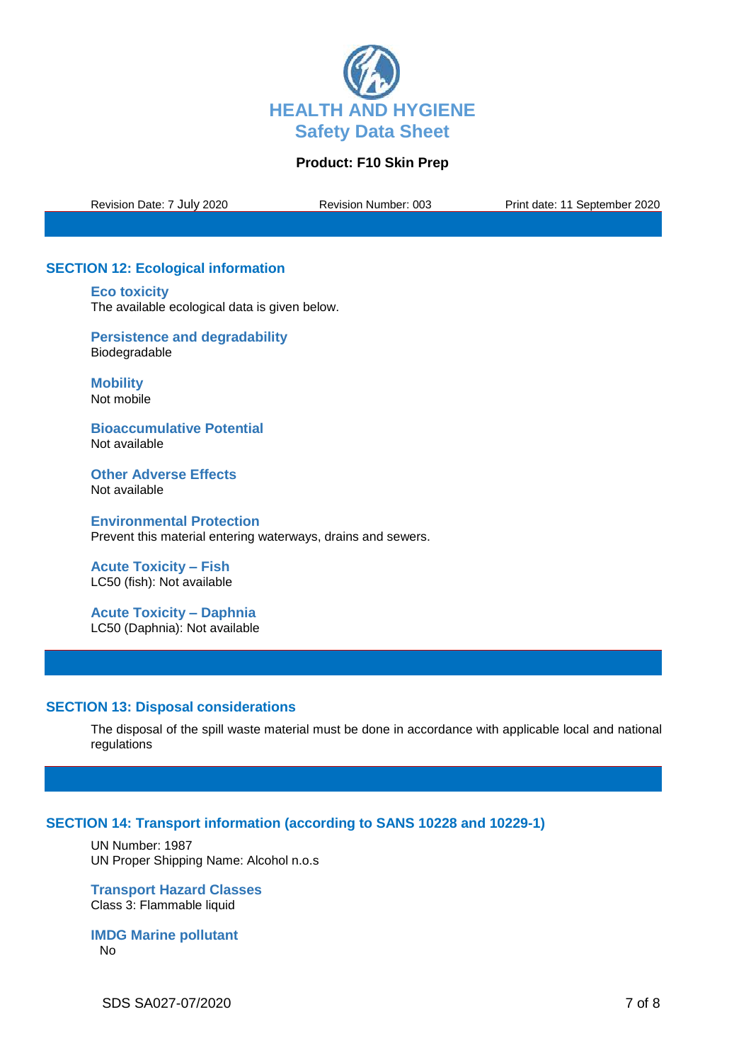## SECTION 12: Ecological information

### Eco toxicity

The available ecological data is given below.

### Persistence and degradability

Biodegradable

### Mobility

Not mobile

### Bioaccumulative Potential

Not available

### Other Adverse Effects

Not available

### Environmental Protection

Prevent this material entering waterways, drains and sewers.

### Acute Toxicity – Fish

LC50 (fish): Not available

### Acute Toxicity – Daphnia

LC50 (Daphnia): Not available

## SECTION 13: Disposal considerations

The disposal of the spill waste material must be done in accordance with applicable local and national regulations

## SECTION 14: Transport information (according to SANS 10228 and 10229-1)

UN Number: 1987
UN Proper Shipping Name: Alcohol n.o.s

### Transport Hazard Classes

Class 3: Flammable liquid

### IMDG Marine pollutant

No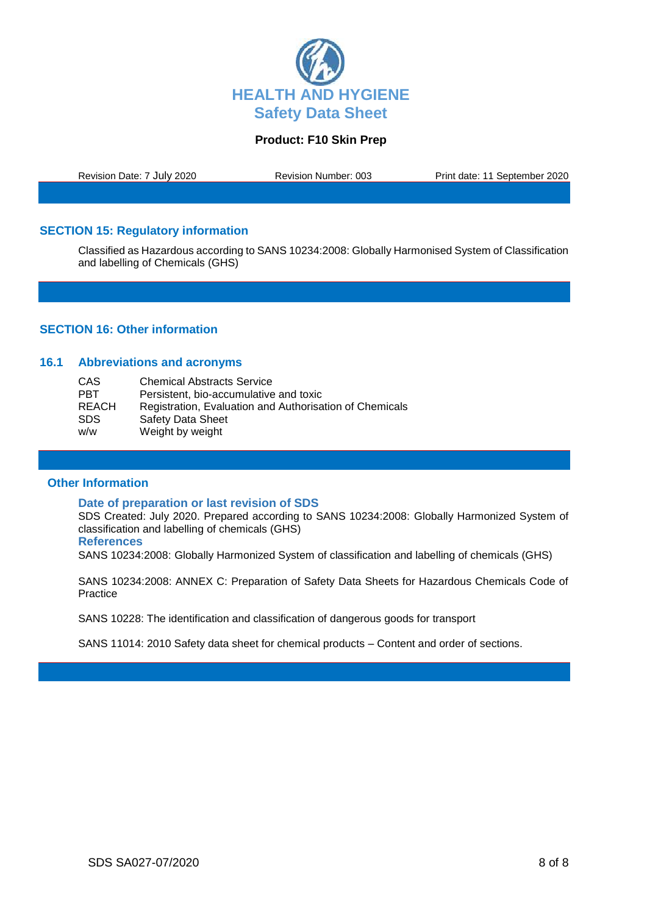# HEALTH AND HYGIENE
## Safety Data Sheet

**Product: F10 Skin Prep**

Revision Date: 7 July 2020 | Revision Number: 003 | Print date: 11 September 2020

## SECTION 15: Regulatory information

Classified as Hazardous according to SANS 10234:2008: Globally Harmonised System of Classification and labelling of Chemicals (GHS)

## SECTION 16: Other information

### 16.1 Abbreviations and acronyms

| | |
|---|---|
| CAS | Chemical Abstracts Service |
| PBT | Persistent, bio-accumulative and toxic |
| REACH | Registration, Evaluation and Authorisation of Chemicals |
| SDS | Safety Data Sheet |
| w/w | Weight by weight |

### Other Information

#### Date of preparation or last revision of SDS

SDS Created: July 2020. Prepared according to SANS 10234:2008: Globally Harmonized System of classification and labelling of chemicals (GHS)

#### References

SANS 10234:2008: Globally Harmonized System of classification and labelling of chemicals (GHS)

SANS 10234:2008: ANNEX C: Preparation of Safety Data Sheets for Hazardous Chemicals Code of Practice

SANS 10228: The identification and classification of dangerous goods for transport

SANS 11014: 2010 Safety data sheet for chemical products – Content and order of sections.